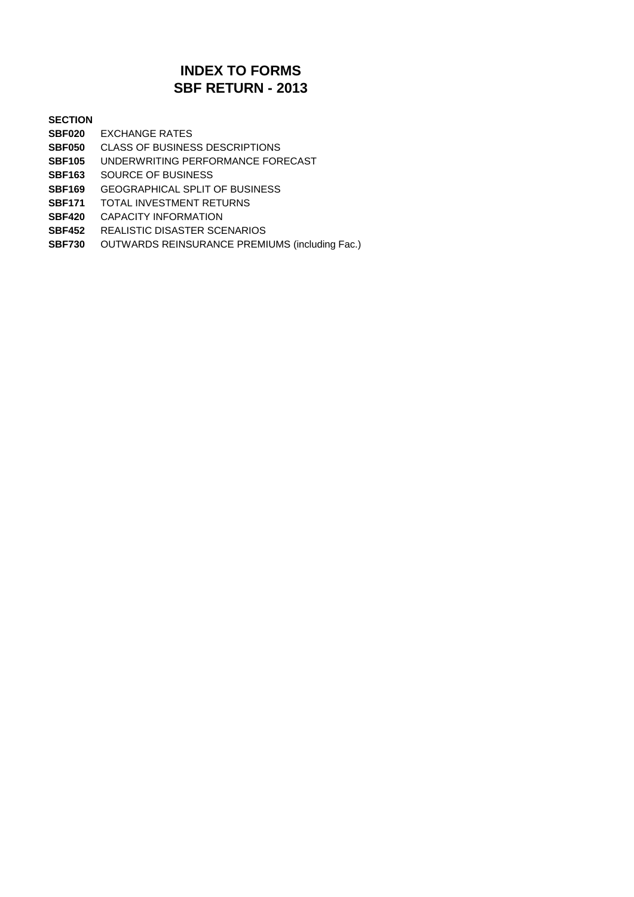# INDEX TO FORMS
# SBF RETURN - 2013

| SECTION | |
|---|---|
| **SBF020** | EXCHANGE RATES |
| **SBF050** | CLASS OF BUSINESS DESCRIPTIONS |
| **SBF105** | UNDERWRITING PERFORMANCE FORECAST |
| **SBF163** | SOURCE OF BUSINESS |
| **SBF169** | GEOGRAPHICAL SPLIT OF BUSINESS |
| **SBF171** | TOTAL INVESTMENT RETURNS |
| **SBF420** | CAPACITY INFORMATION |
| **SBF452** | REALISTIC DISASTER SCENARIOS |
| **SBF730** | OUTWARDS REINSURANCE PREMIUMS (including Fac.) |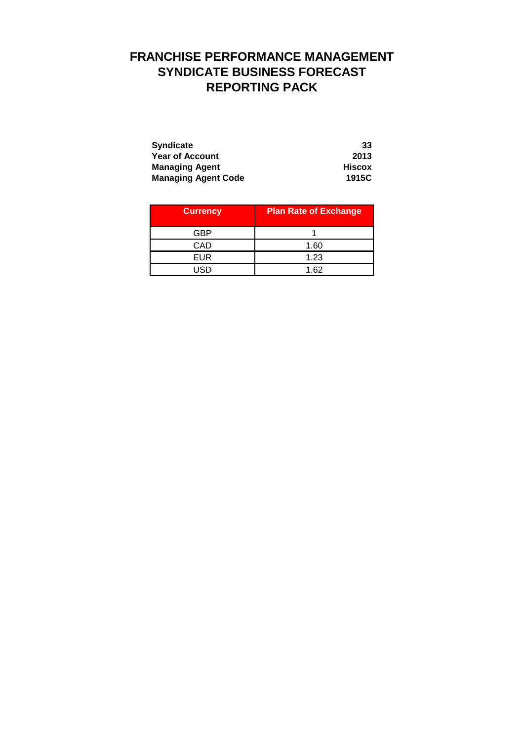# FRANCHISE PERFORMANCE MANAGEMENT
# SYNDICATE BUSINESS FORECAST
# REPORTING PACK

| | |
|---|---|
| **Syndicate** | **33** |
| **Year of Account** | **2013** |
| **Managing Agent** | **Hiscox** |
| **Managing Agent Code** | **1915C** |

| Currency | Plan Rate of Exchange |
|---|---|
| GBP | 1 |
| CAD | 1.60 |
| EUR | 1.23 |
| USD | 1.62 |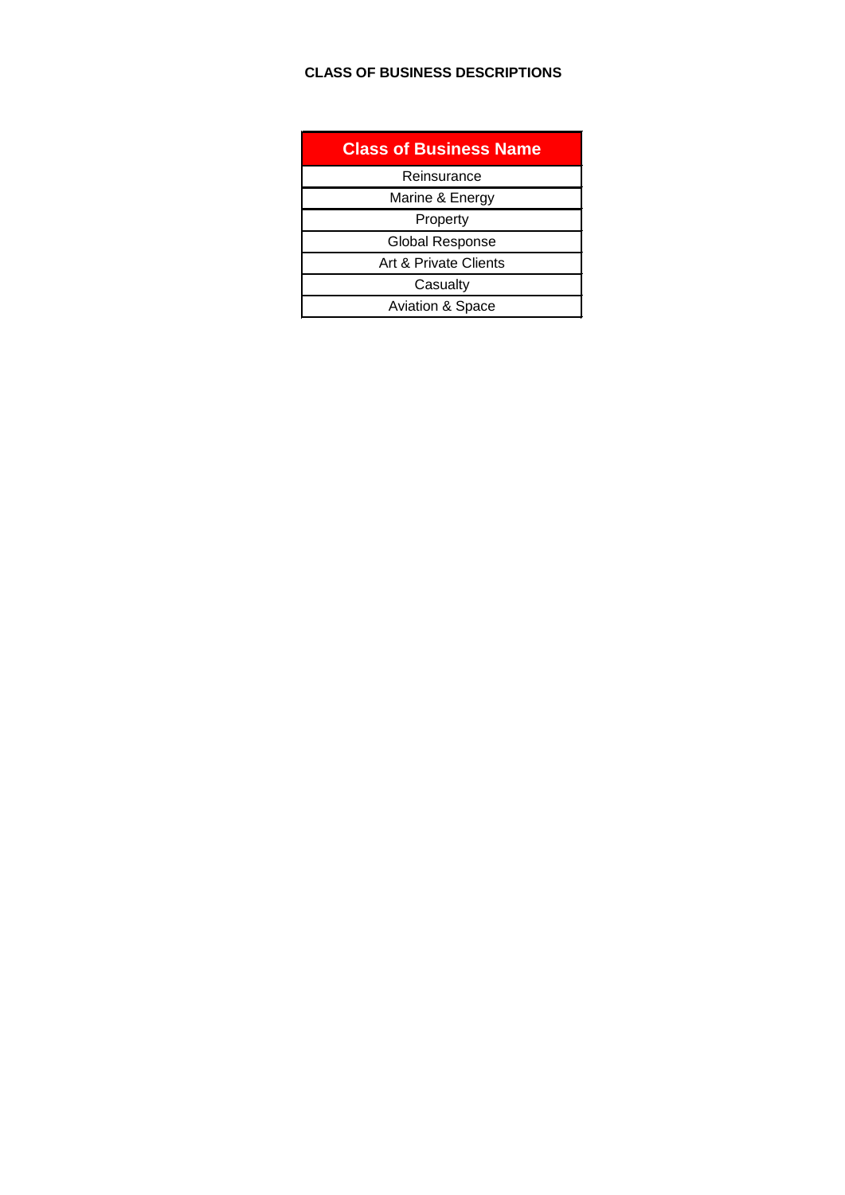## CLASS OF BUSINESS DESCRIPTIONS

| Class of Business Name |
|---|
| Reinsurance |
| Marine & Energy |
| Property |
| Global Response |
| Art & Private Clients |
| Casualty |
| Aviation & Space |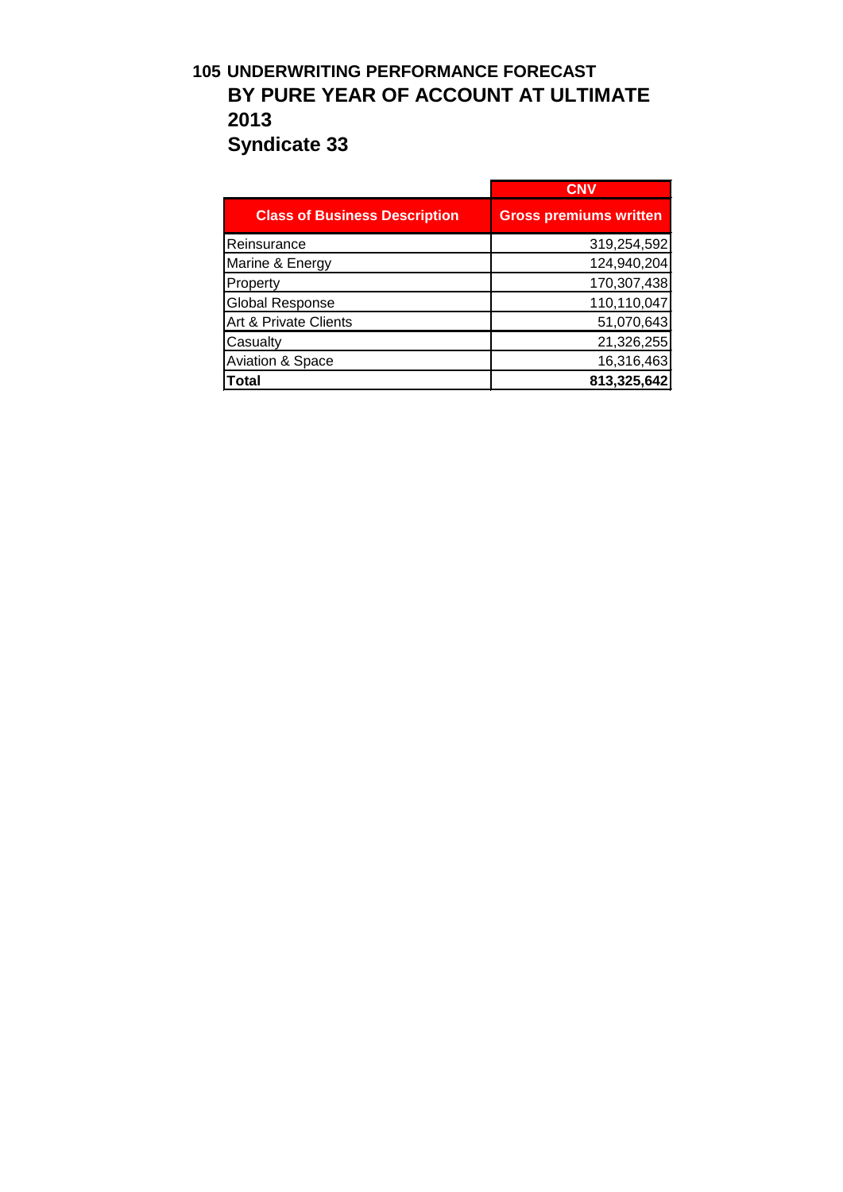## 105 UNDERWRITING PERFORMANCE FORECAST
## BY PURE YEAR OF ACCOUNT AT ULTIMATE
## 2013
## Syndicate 33

| | CNV |
|---|---|
| **Class of Business Description** | **Gross premiums written** |
| Reinsurance | 319,254,592 |
| Marine & Energy | 124,940,204 |
| Property | 170,307,438 |
| Global Response | 110,110,047 |
| Art & Private Clients | 51,070,643 |
| Casualty | 21,326,255 |
| Aviation & Space | 16,316,463 |
| **Total** | **813,325,642** |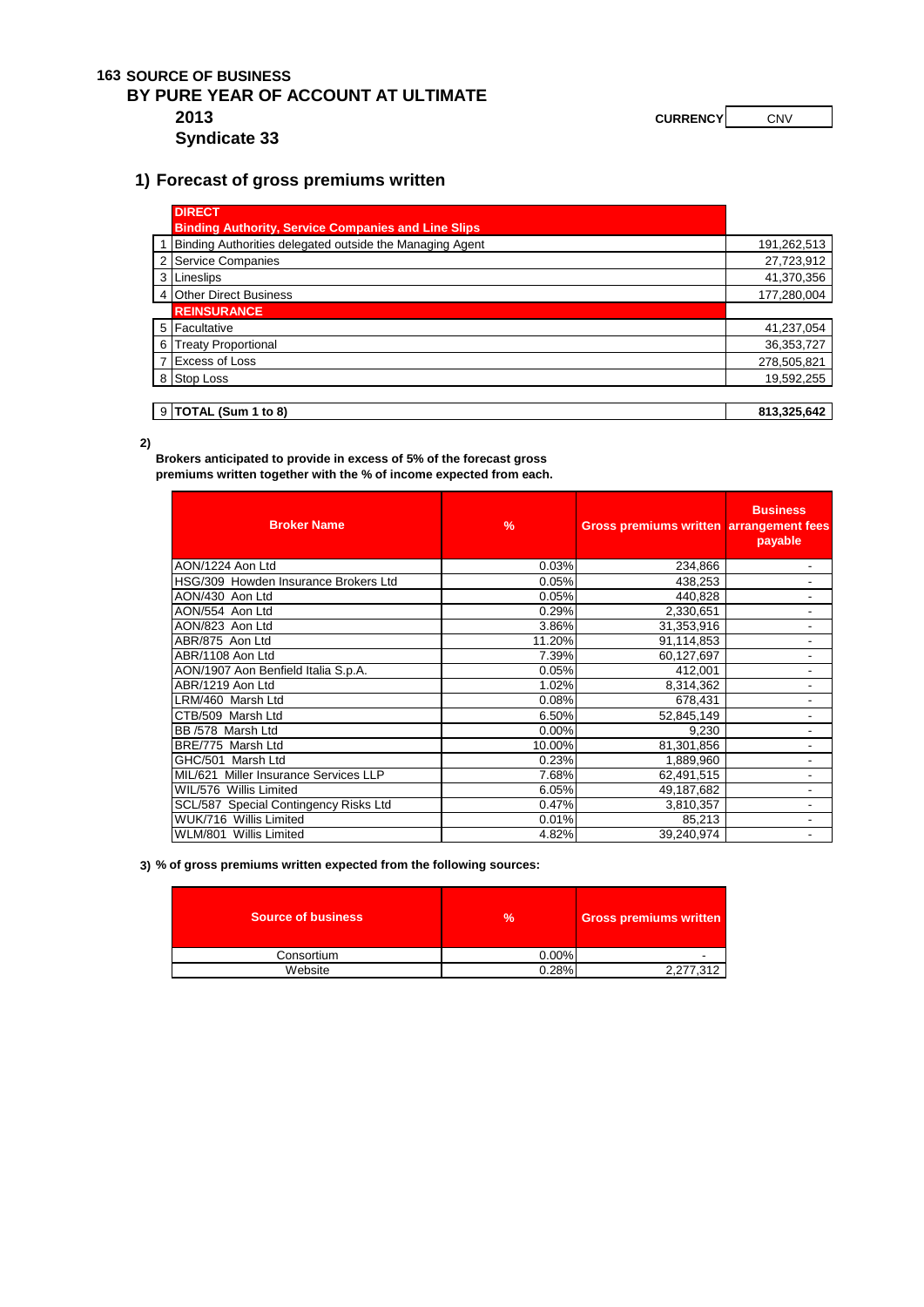# 163 SOURCE OF BUSINESS

## BY PURE YEAR OF ACCOUNT AT ULTIMATE

**2013**

**Syndicate 33**

**CURRENCY** CNV

## 1) Forecast of gross premiums written

| | | |
|---|---|---|
| | **DIRECT**<br>**Binding Authority, Service Companies and Line Slips** | |
| 1 | Binding Authorities delegated outside the Managing Agent | 191,262,513 |
| 2 | Service Companies | 27,723,912 |
| 3 | Lineslips | 41,370,356 |
| 4 | Other Direct Business | 177,280,004 |
| | **REINSURANCE** | |
| 5 | Facultative | 41,237,054 |
| 6 | Treaty Proportional | 36,353,727 |
| 7 | Excess of Loss | 278,505,821 |
| 8 | Stop Loss | 19,592,255 |
| 9 | **TOTAL (Sum 1 to 8)** | **813,325,642** |

**2)**

**Brokers anticipated to provide in excess of 5% of the forecast gross premiums written together with the % of income expected from each.**

| Broker Name | % | Gross premiums written | Business arrangement fees payable |
|---|---|---|---|
| AON/1224 Aon Ltd | 0.03% | 234,866 | - |
| HSG/309 Howden Insurance Brokers Ltd | 0.05% | 438,253 | - |
| AON/430 Aon Ltd | 0.05% | 440,828 | - |
| AON/554 Aon Ltd | 0.29% | 2,330,651 | - |
| AON/823 Aon Ltd | 3.86% | 31,353,916 | - |
| ABR/875 Aon Ltd | 11.20% | 91,114,853 | - |
| ABR/1108 Aon Ltd | 7.39% | 60,127,697 | - |
| AON/1907 Aon Benfield Italia S.p.A. | 0.05% | 412,001 | - |
| ABR/1219 Aon Ltd | 1.02% | 8,314,362 | - |
| LRM/460 Marsh Ltd | 0.08% | 678,431 | - |
| CTB/509 Marsh Ltd | 6.50% | 52,845,149 | - |
| BB /578 Marsh Ltd | 0.00% | 9,230 | - |
| BRE/775 Marsh Ltd | 10.00% | 81,301,856 | - |
| GHC/501 Marsh Ltd | 0.23% | 1,889,960 | - |
| MIL/621 Miller Insurance Services LLP | 7.68% | 62,491,515 | - |
| WIL/576 Willis Limited | 6.05% | 49,187,682 | - |
| SCL/587 Special Contingency Risks Ltd | 0.47% | 3,810,357 | - |
| WUK/716 Willis Limited | 0.01% | 85,213 | - |
| WLM/801 Willis Limited | 4.82% | 39,240,974 | - |

**3) % of gross premiums written expected from the following sources:**

| Source of business | % | Gross premiums written |
|---|---|---|
| Consortium | 0.00% | - |
| Website | 0.28% | 2,277,312 |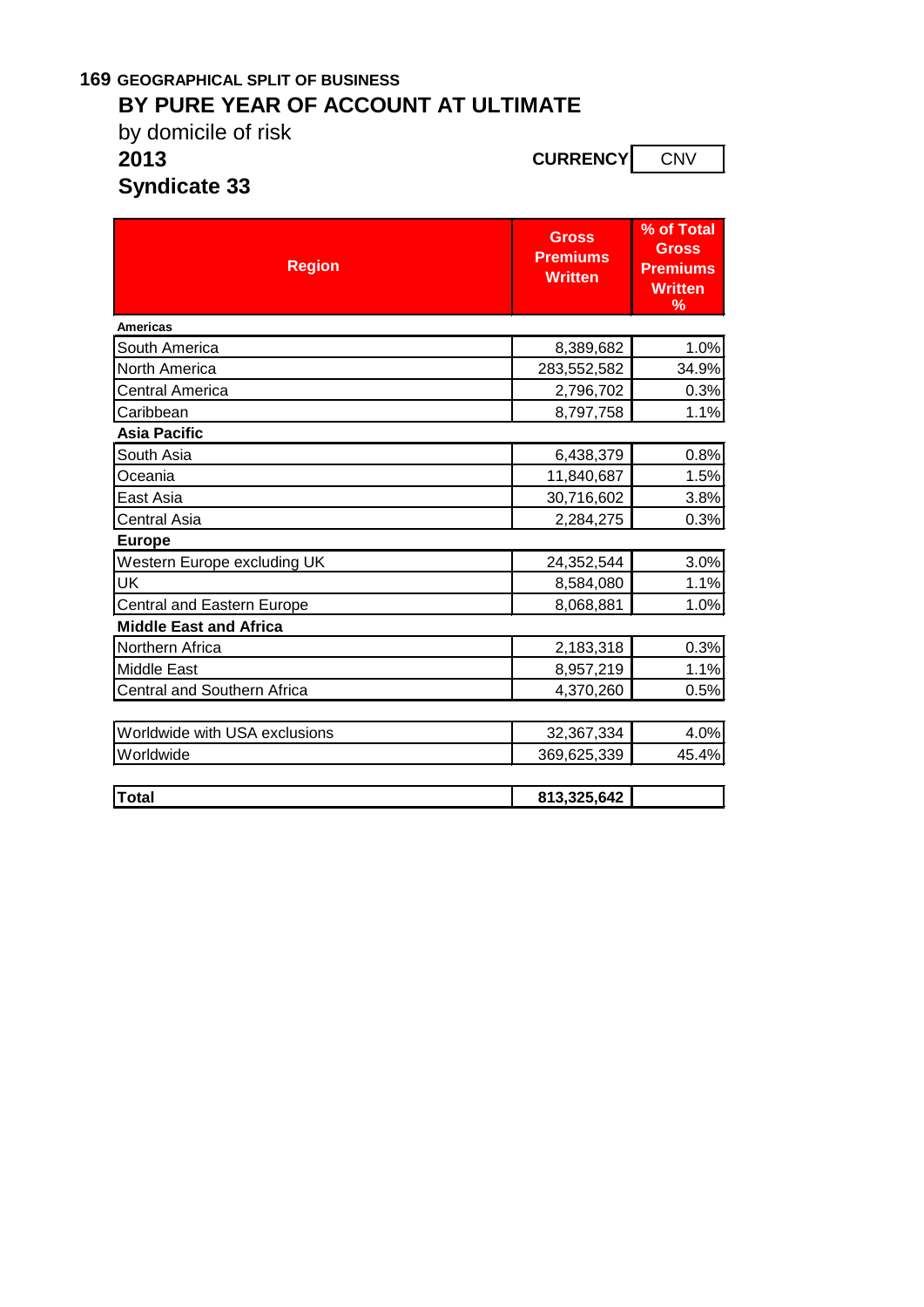**169 GEOGRAPHICAL SPLIT OF BUSINESS**

## BY PURE YEAR OF ACCOUNT AT ULTIMATE

by domicile of risk

**2013**

**CURRENCY** CNV

**Syndicate 33**

| Region | Gross Premiums Written | % of Total Gross Premiums Written % |
|---|---|---|
| **Americas** | | |
| South America | 8,389,682 | 1.0% |
| North America | 283,552,582 | 34.9% |
| Central America | 2,796,702 | 0.3% |
| Caribbean | 8,797,758 | 1.1% |
| **Asia Pacific** | | |
| South Asia | 6,438,379 | 0.8% |
| Oceania | 11,840,687 | 1.5% |
| East Asia | 30,716,602 | 3.8% |
| Central Asia | 2,284,275 | 0.3% |
| **Europe** | | |
| Western Europe excluding UK | 24,352,544 | 3.0% |
| UK | 8,584,080 | 1.1% |
| Central and Eastern Europe | 8,068,881 | 1.0% |
| **Middle East and Africa** | | |
| Northern Africa | 2,183,318 | 0.3% |
| Middle East | 8,957,219 | 1.1% |
| Central and Southern Africa | 4,370,260 | 0.5% |
| | | |
| Worldwide with USA exclusions | 32,367,334 | 4.0% |
| Worldwide | 369,625,339 | 45.4% |
| | | |
| **Total** | **813,325,642** | |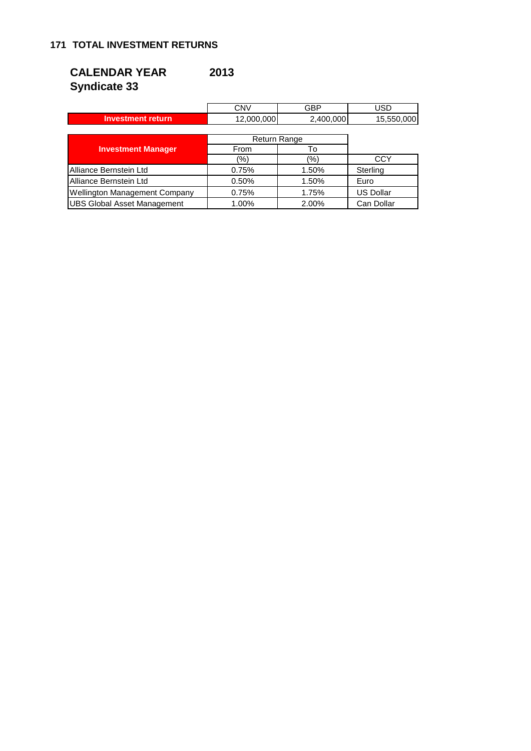## 171 TOTAL INVESTMENT RETURNS

### CALENDAR YEAR 2013
### Syndicate 33

| | CNV | GBP | USD |
|---|---|---|---|
| **Investment return** | 12,000,000 | 2,400,000 | 15,550,000 |

| **Investment Manager** | Return Range | | |
|---|---|---|---|
| | From | To | |
| | (%) | (%) | CCY |
| Alliance Bernstein Ltd | 0.75% | 1.50% | Sterling |
| Alliance Bernstein Ltd | 0.50% | 1.50% | Euro |
| Wellington Management Company | 0.75% | 1.75% | US Dollar |
| UBS Global Asset Management | 1.00% | 2.00% | Can Dollar |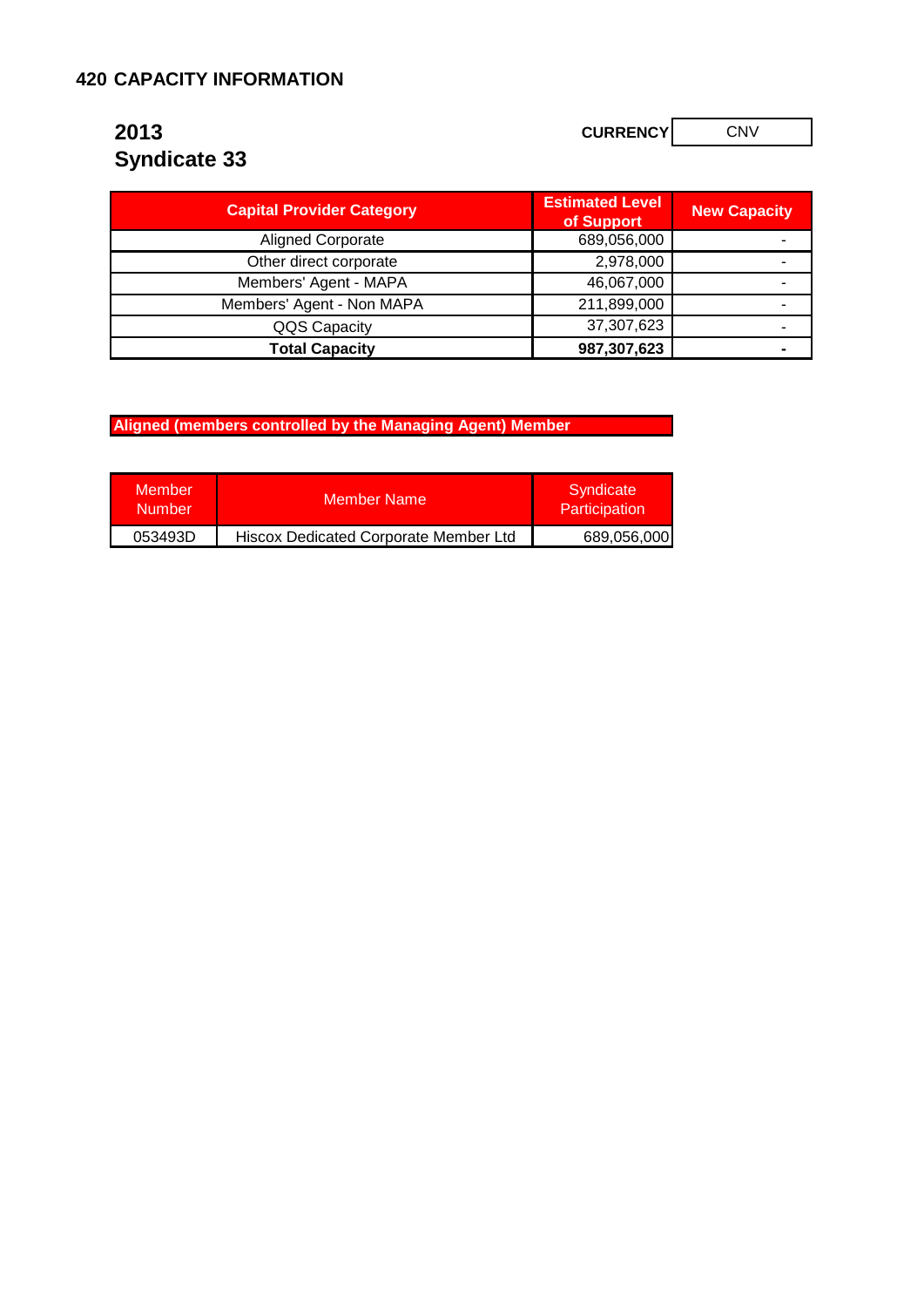# 420 CAPACITY INFORMATION

## 2013
## Syndicate 33

**CURRENCY** CNV

| Capital Provider Category | Estimated Level of Support | New Capacity |
|---|---|---|
| Aligned Corporate | 689,056,000 | - |
| Other direct corporate | 2,978,000 | - |
| Members' Agent - MAPA | 46,067,000 | - |
| Members' Agent - Non MAPA | 211,899,000 | - |
| QQS Capacity | 37,307,623 | - |
| **Total Capacity** | **987,307,623** | **-** |

**Aligned (members controlled by the Managing Agent) Member**

| Member Number | Member Name | Syndicate Participation |
|---|---|---|
| 053493D | Hiscox Dedicated Corporate Member Ltd | 689,056,000 |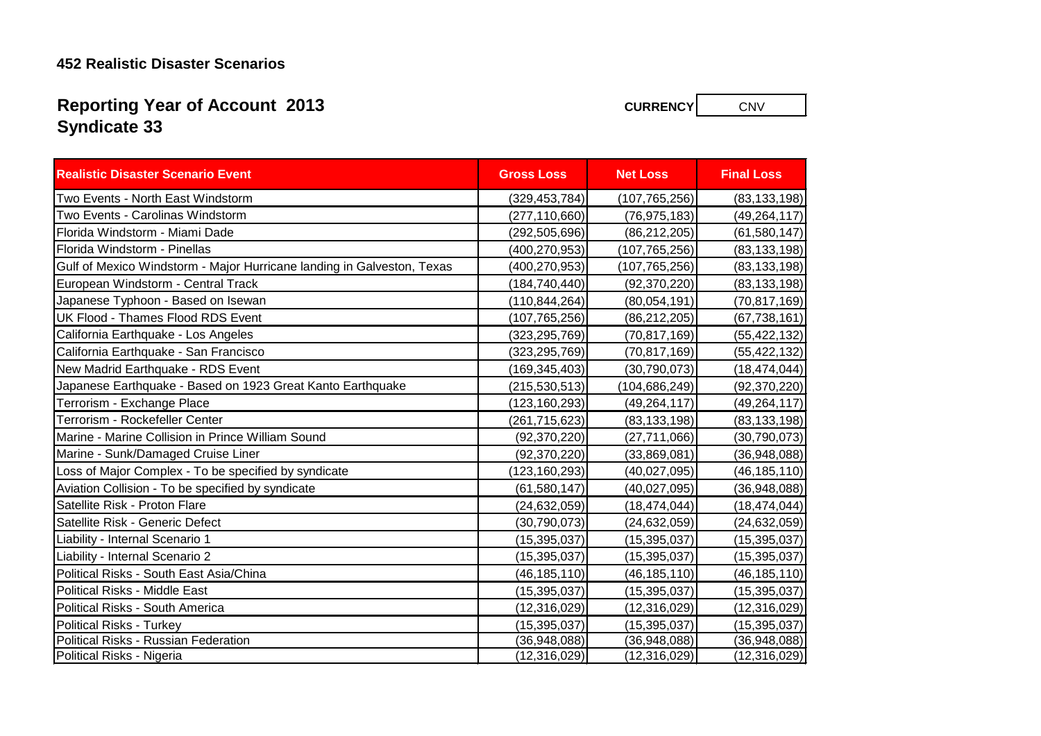**452 Realistic Disaster Scenarios**

## Reporting Year of Account 2013
## Syndicate 33

**CURRENCY** CNV

| Realistic Disaster Scenario Event | Gross Loss | Net Loss | Final Loss |
|---|---|---|---|
| Two Events - North East Windstorm | (329,453,784) | (107,765,256) | (83,133,198) |
| Two Events - Carolinas Windstorm | (277,110,660) | (76,975,183) | (49,264,117) |
| Florida Windstorm - Miami Dade | (292,505,696) | (86,212,205) | (61,580,147) |
| Florida Windstorm - Pinellas | (400,270,953) | (107,765,256) | (83,133,198) |
| Gulf of Mexico Windstorm - Major Hurricane landing in Galveston, Texas | (400,270,953) | (107,765,256) | (83,133,198) |
| European Windstorm - Central Track | (184,740,440) | (92,370,220) | (83,133,198) |
| Japanese Typhoon - Based on Isewan | (110,844,264) | (80,054,191) | (70,817,169) |
| UK Flood - Thames Flood RDS Event | (107,765,256) | (86,212,205) | (67,738,161) |
| California Earthquake - Los Angeles | (323,295,769) | (70,817,169) | (55,422,132) |
| California Earthquake - San Francisco | (323,295,769) | (70,817,169) | (55,422,132) |
| New Madrid Earthquake - RDS Event | (169,345,403) | (30,790,073) | (18,474,044) |
| Japanese Earthquake - Based on 1923 Great Kanto Earthquake | (215,530,513) | (104,686,249) | (92,370,220) |
| Terrorism - Exchange Place | (123,160,293) | (49,264,117) | (49,264,117) |
| Terrorism - Rockefeller Center | (261,715,623) | (83,133,198) | (83,133,198) |
| Marine - Marine Collision in Prince William Sound | (92,370,220) | (27,711,066) | (30,790,073) |
| Marine - Sunk/Damaged Cruise Liner | (92,370,220) | (33,869,081) | (36,948,088) |
| Loss of Major Complex - To be specified by syndicate | (123,160,293) | (40,027,095) | (46,185,110) |
| Aviation Collision - To be specified by syndicate | (61,580,147) | (40,027,095) | (36,948,088) |
| Satellite Risk - Proton Flare | (24,632,059) | (18,474,044) | (18,474,044) |
| Satellite Risk - Generic Defect | (30,790,073) | (24,632,059) | (24,632,059) |
| Liability - Internal Scenario 1 | (15,395,037) | (15,395,037) | (15,395,037) |
| Liability - Internal Scenario 2 | (15,395,037) | (15,395,037) | (15,395,037) |
| Political Risks - South East Asia/China | (46,185,110) | (46,185,110) | (46,185,110) |
| Political Risks - Middle East | (15,395,037) | (15,395,037) | (15,395,037) |
| Political Risks - South America | (12,316,029) | (12,316,029) | (12,316,029) |
| Political Risks - Turkey | (15,395,037) | (15,395,037) | (15,395,037) |
| Political Risks - Russian Federation | (36,948,088) | (36,948,088) | (36,948,088) |
| Political Risks - Nigeria | (12,316,029) | (12,316,029) | (12,316,029) |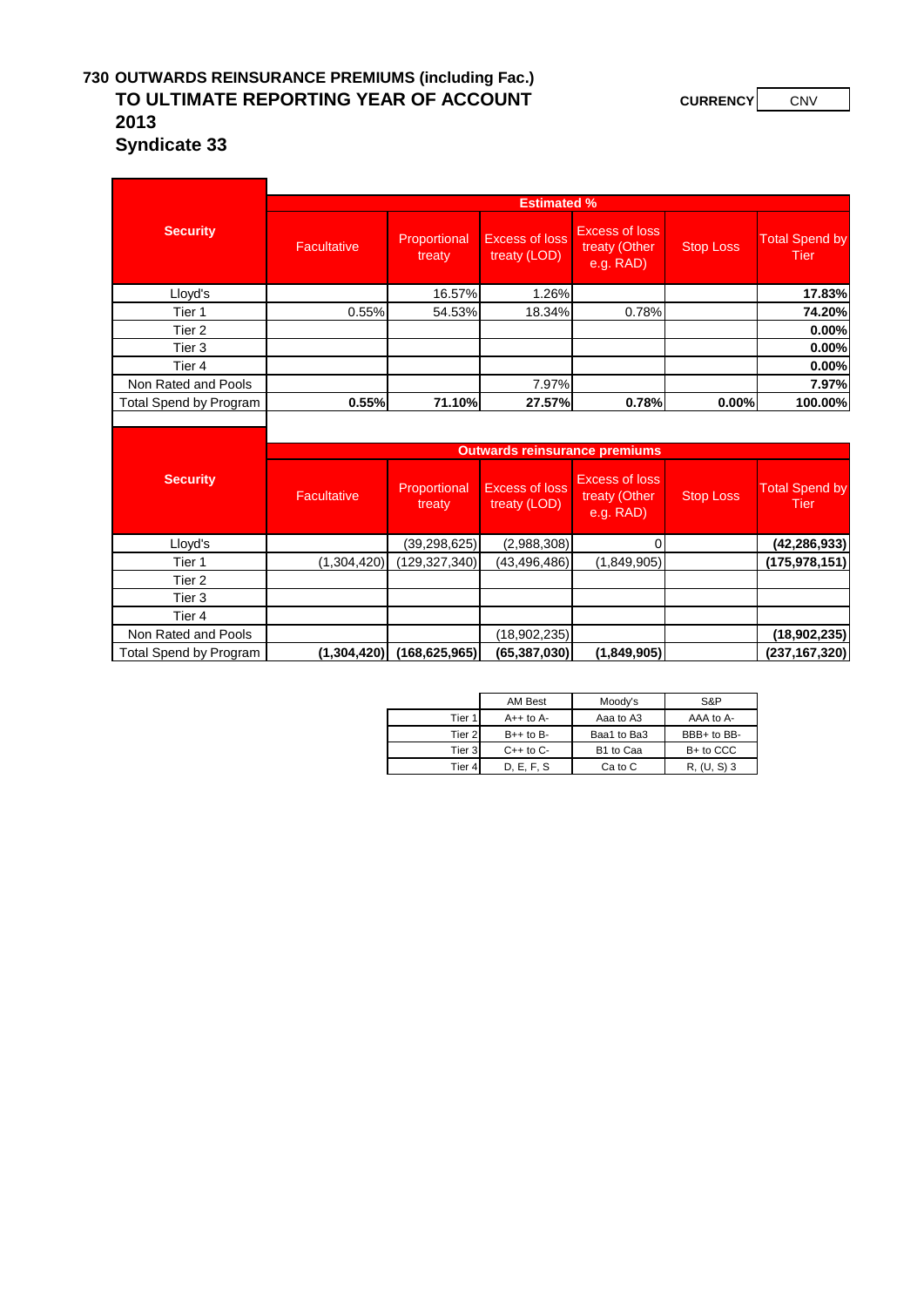## 730 OUTWARDS REINSURANCE PREMIUMS (including Fac.)
## TO ULTIMATE REPORTING YEAR OF ACCOUNT
## 2013
## Syndicate 33

CURRENCY | CNV

| Security | Estimated % | | | | | |
|---|---|---|---|---|---|---|
| | Facultative | Proportional treaty | Excess of loss treaty (LOD) | Excess of loss treaty (Other e.g. RAD) | Stop Loss | Total Spend by Tier |
| Lloyd's | | 16.57% | 1.26% | | | **17.83%** |
| Tier 1 | 0.55% | 54.53% | 18.34% | 0.78% | | **74.20%** |
| Tier 2 | | | | | | **0.00%** |
| Tier 3 | | | | | | **0.00%** |
| Tier 4 | | | | | | **0.00%** |
| Non Rated and Pools | | | 7.97% | | | **7.97%** |
| Total Spend by Program | **0.55%** | **71.10%** | **27.57%** | **0.78%** | **0.00%** | **100.00%** |

| Security | Outwards reinsurance premiums | | | | | |
|---|---|---|---|---|---|---|
| | Facultative | Proportional treaty | Excess of loss treaty (LOD) | Excess of loss treaty (Other e.g. RAD) | Stop Loss | Total Spend by Tier |
| Lloyd's | | (39,298,625) | (2,988,308) | 0 | | **(42,286,933)** |
| Tier 1 | (1,304,420) | (129,327,340) | (43,496,486) | (1,849,905) | | **(175,978,151)** |
| Tier 2 | | | | | | |
| Tier 3 | | | | | | |
| Tier 4 | | | | | | |
| Non Rated and Pools | | | (18,902,235) | | | **(18,902,235)** |
| Total Spend by Program | **(1,304,420)** | **(168,625,965)** | **(65,387,030)** | **(1,849,905)** | | **(237,167,320)** |

| | AM Best | Moody's | S&P |
|---|---|---|---|
| Tier 1 | A++ to A- | Aaa to A3 | AAA to A- |
| Tier 2 | B++ to B- | Baa1 to Ba3 | BBB+ to BB- |
| Tier 3 | C++ to C- | B1 to Caa | B+ to CCC |
| Tier 4 | D, E, F, S | Ca to C | R, (U, S) 3 |